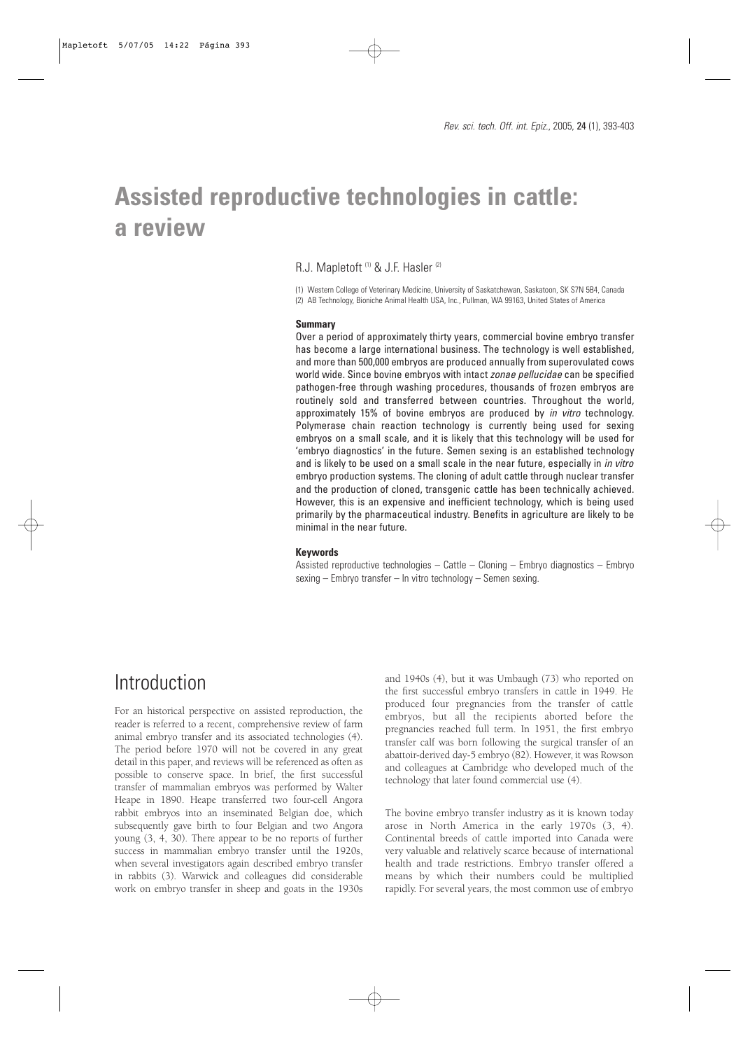# Assisted reproductive technologies in cattle: a review

R.J. Mapletoft [(1)] & J.F. Hasler [(2)]

(1) Western College of Veterinary Medicine, University of Saskatchewan, Saskatoon, SK S7N 5B4, Canada
(2) AB Technology, Bioniche Animal Health USA, Inc., Pullman, WA 99163, United States of America

### Summary

Over a period of approximately thirty years, commercial bovine embryo transfer has become a large international business. The technology is well established, and more than 500,000 embryos are produced annually from superovulated cows world wide. Since bovine embryos with intact *zonae pellucidae* can be specified pathogen-free through washing procedures, thousands of frozen embryos are routinely sold and transferred between countries. Throughout the world, approximately 15% of bovine embryos are produced by *in vitro* technology. Polymerase chain reaction technology is currently being used for sexing embryos on a small scale, and it is likely that this technology will be used for 'embryo diagnostics' in the future. Semen sexing is an established technology and is likely to be used on a small scale in the near future, especially in *in vitro* embryo production systems. The cloning of adult cattle through nuclear transfer and the production of cloned, transgenic cattle has been technically achieved. However, this is an expensive and inefficient technology, which is being used primarily by the pharmaceutical industry. Benefits in agriculture are likely to be minimal in the near future.

### Keywords

Assisted reproductive technologies – Cattle – Cloning – Embryo diagnostics – Embryo sexing – Embryo transfer – In vitro technology – Semen sexing.

## Introduction

For an historical perspective on assisted reproduction, the reader is referred to a recent, comprehensive review of farm animal embryo transfer and its associated technologies (4). The period before 1970 will not be covered in any great detail in this paper, and reviews will be referenced as often as possible to conserve space. In brief, the first successful transfer of mammalian embryos was performed by Walter Heape in 1890. Heape transferred two four-cell Angora rabbit embryos into an inseminated Belgian doe, which subsequently gave birth to four Belgian and two Angora young (3, 4, 30). There appear to be no reports of further success in mammalian embryo transfer until the 1920s, when several investigators again described embryo transfer in rabbits (3). Warwick and colleagues did considerable work on embryo transfer in sheep and goats in the 1930s and 1940s (4), but it was Umbaugh (73) who reported on the first successful embryo transfers in cattle in 1949. He produced four pregnancies from the transfer of cattle embryos, but all the recipients aborted before the pregnancies reached full term. In 1951, the first embryo transfer calf was born following the surgical transfer of an abattoir-derived day-5 embryo (82). However, it was Rowson and colleagues at Cambridge who developed much of the technology that later found commercial use (4).

The bovine embryo transfer industry as it is known today arose in North America in the early 1970s (3, 4). Continental breeds of cattle imported into Canada were very valuable and relatively scarce because of international health and trade restrictions. Embryo transfer offered a means by which their numbers could be multiplied rapidly. For several years, the most common use of embryo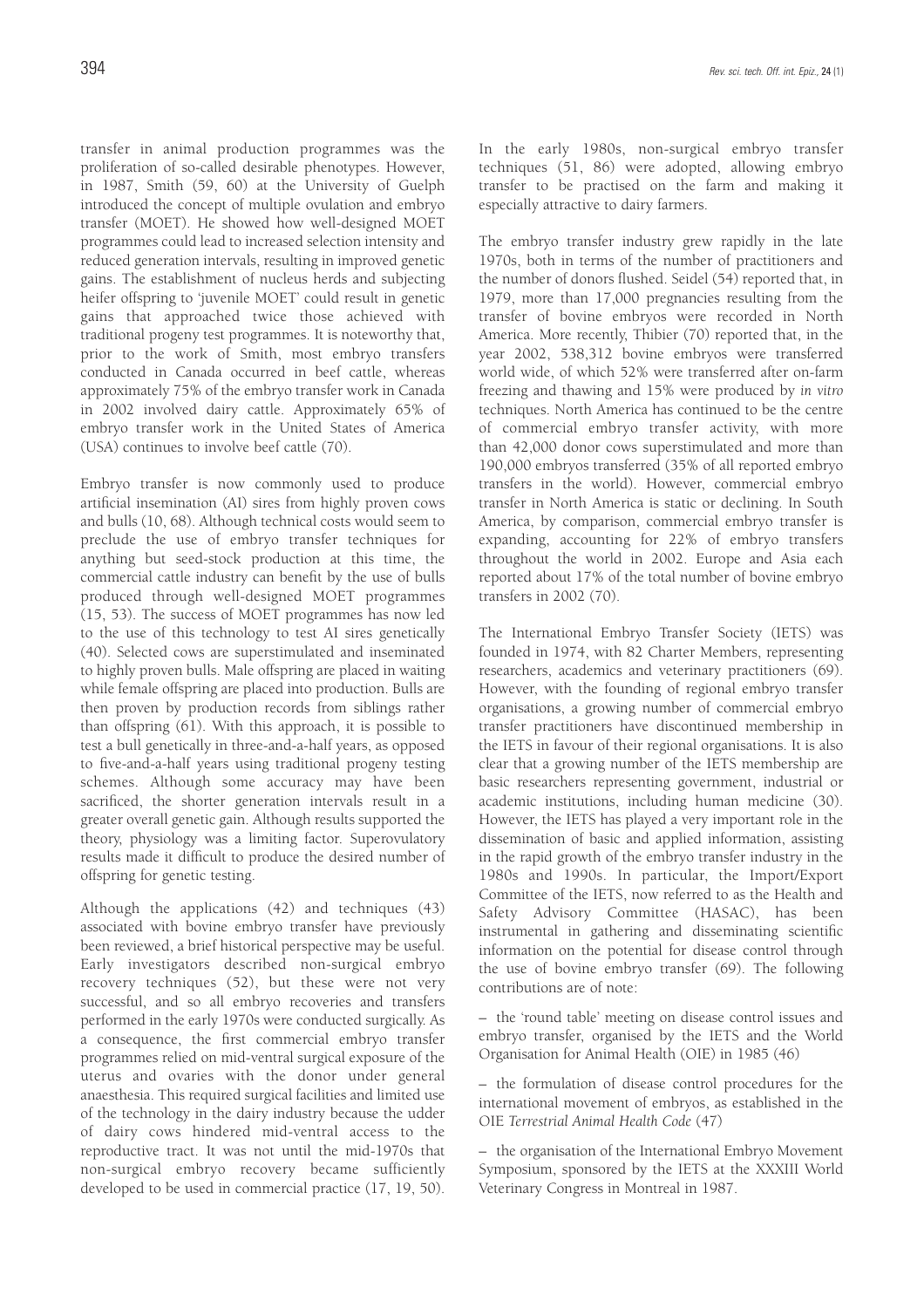transfer in animal production programmes was the proliferation of so-called desirable phenotypes. However, in 1987, Smith (59, 60) at the University of Guelph introduced the concept of multiple ovulation and embryo transfer (MOET). He showed how well-designed MOET programmes could lead to increased selection intensity and reduced generation intervals, resulting in improved genetic gains. The establishment of nucleus herds and subjecting heifer offspring to 'juvenile MOET' could result in genetic gains that approached twice those achieved with traditional progeny test programmes. It is noteworthy that, prior to the work of Smith, most embryo transfers conducted in Canada occurred in beef cattle, whereas approximately 75% of the embryo transfer work in Canada in 2002 involved dairy cattle. Approximately 65% of embryo transfer work in the United States of America (USA) continues to involve beef cattle (70).

Embryo transfer is now commonly used to produce artificial insemination (AI) sires from highly proven cows and bulls (10, 68). Although technical costs would seem to preclude the use of embryo transfer techniques for anything but seed-stock production at this time, the commercial cattle industry can benefit by the use of bulls produced through well-designed MOET programmes (15, 53). The success of MOET programmes has now led to the use of this technology to test AI sires genetically (40). Selected cows are superstimulated and inseminated to highly proven bulls. Male offspring are placed in waiting while female offspring are placed into production. Bulls are then proven by production records from siblings rather than offspring (61). With this approach, it is possible to test a bull genetically in three-and-a-half years, as opposed to five-and-a-half years using traditional progeny testing schemes. Although some accuracy may have been sacrificed, the shorter generation intervals result in a greater overall genetic gain. Although results supported the theory, physiology was a limiting factor. Superovulatory results made it difficult to produce the desired number of offspring for genetic testing.

Although the applications (42) and techniques (43) associated with bovine embryo transfer have previously been reviewed, a brief historical perspective may be useful. Early investigators described non-surgical embryo recovery techniques (52), but these were not very successful, and so all embryo recoveries and transfers performed in the early 1970s were conducted surgically. As a consequence, the first commercial embryo transfer programmes relied on mid-ventral surgical exposure of the uterus and ovaries with the donor under general anaesthesia. This required surgical facilities and limited use of the technology in the dairy industry because the udder of dairy cows hindered mid-ventral access to the reproductive tract. It was not until the mid-1970s that non-surgical embryo recovery became sufficiently developed to be used in commercial practice (17, 19, 50).

In the early 1980s, non-surgical embryo transfer techniques (51, 86) were adopted, allowing embryo transfer to be practised on the farm and making it especially attractive to dairy farmers.

The embryo transfer industry grew rapidly in the late 1970s, both in terms of the number of practitioners and the number of donors flushed. Seidel (54) reported that, in 1979, more than 17,000 pregnancies resulting from the transfer of bovine embryos were recorded in North America. More recently, Thibier (70) reported that, in the year 2002, 538,312 bovine embryos were transferred world wide, of which 52% were transferred after on-farm freezing and thawing and 15% were produced by *in vitro* techniques. North America has continued to be the centre of commercial embryo transfer activity, with more than 42,000 donor cows superstimulated and more than 190,000 embryos transferred (35% of all reported embryo transfers in the world). However, commercial embryo transfer in North America is static or declining. In South America, by comparison, commercial embryo transfer is expanding, accounting for 22% of embryo transfers throughout the world in 2002. Europe and Asia each reported about 17% of the total number of bovine embryo transfers in 2002 (70).

The International Embryo Transfer Society (IETS) was founded in 1974, with 82 Charter Members, representing researchers, academics and veterinary practitioners (69). However, with the founding of regional embryo transfer organisations, a growing number of commercial embryo transfer practitioners have discontinued membership in the IETS in favour of their regional organisations. It is also clear that a growing number of the IETS membership are basic researchers representing government, industrial or academic institutions, including human medicine (30). However, the IETS has played a very important role in the dissemination of basic and applied information, assisting in the rapid growth of the embryo transfer industry in the 1980s and 1990s. In particular, the Import/Export Committee of the IETS, now referred to as the Health and Safety Advisory Committee (HASAC), has been instrumental in gathering and disseminating scientific information on the potential for disease control through the use of bovine embryo transfer (69). The following contributions are of note:

– the 'round table' meeting on disease control issues and embryo transfer, organised by the IETS and the World Organisation for Animal Health (OIE) in 1985 (46)

– the formulation of disease control procedures for the international movement of embryos, as established in the OIE *Terrestrial Animal Health Code* (47)

– the organisation of the International Embryo Movement Symposium, sponsored by the IETS at the XXXIII World Veterinary Congress in Montreal in 1987.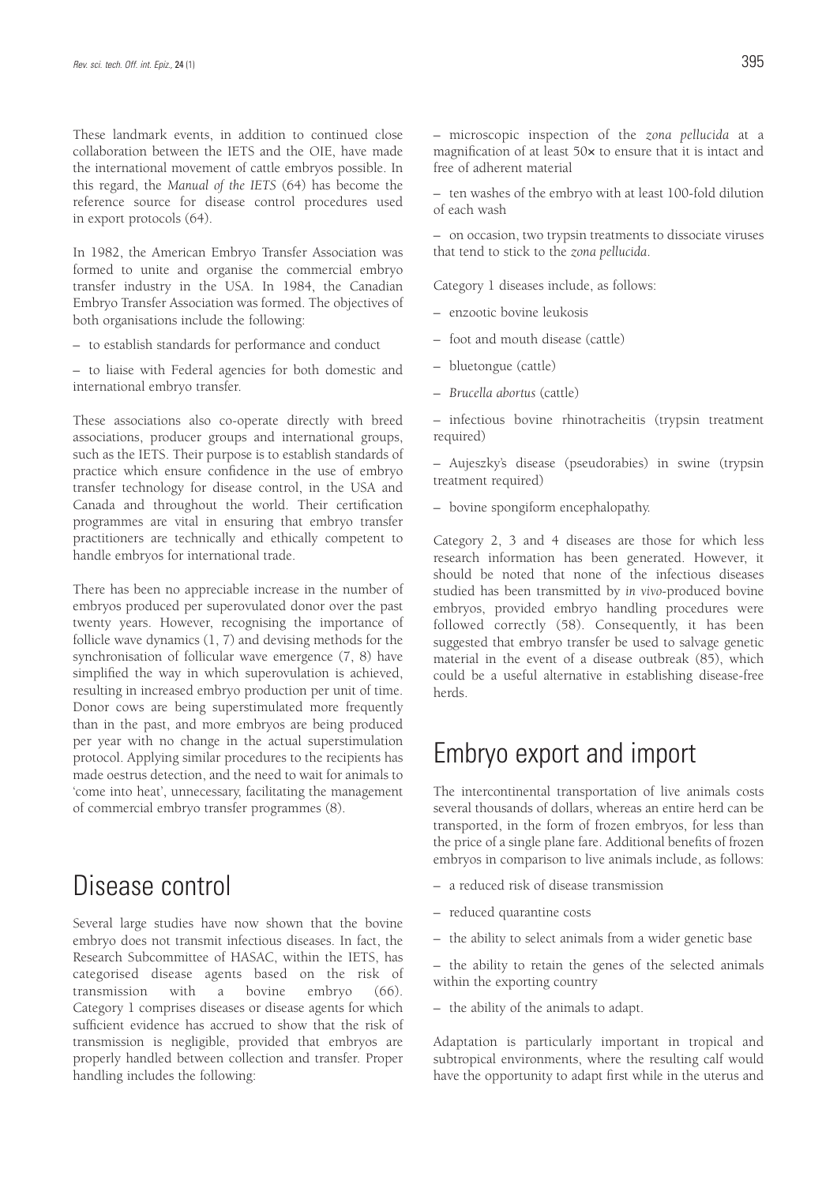These landmark events, in addition to continued close collaboration between the IETS and the OIE, have made the international movement of cattle embryos possible. In this regard, the *Manual of the IETS* (64) has become the reference source for disease control procedures used in export protocols (64).

In 1982, the American Embryo Transfer Association was formed to unite and organise the commercial embryo transfer industry in the USA. In 1984, the Canadian Embryo Transfer Association was formed. The objectives of both organisations include the following:

– to establish standards for performance and conduct

– to liaise with Federal agencies for both domestic and international embryo transfer.

These associations also co-operate directly with breed associations, producer groups and international groups, such as the IETS. Their purpose is to establish standards of practice which ensure confidence in the use of embryo transfer technology for disease control, in the USA and Canada and throughout the world. Their certification programmes are vital in ensuring that embryo transfer practitioners are technically and ethically competent to handle embryos for international trade.

There has been no appreciable increase in the number of embryos produced per superovulated donor over the past twenty years. However, recognising the importance of follicle wave dynamics (1, 7) and devising methods for the synchronisation of follicular wave emergence (7, 8) have simplified the way in which superovulation is achieved, resulting in increased embryo production per unit of time. Donor cows are being superstimulated more frequently than in the past, and more embryos are being produced per year with no change in the actual superstimulation protocol. Applying similar procedures to the recipients has made oestrus detection, and the need to wait for animals to 'come into heat', unnecessary, facilitating the management of commercial embryo transfer programmes (8).

# Disease control

Several large studies have now shown that the bovine embryo does not transmit infectious diseases. In fact, the Research Subcommittee of HASAC, within the IETS, has categorised disease agents based on the risk of transmission with a bovine embryo (66). Category 1 comprises diseases or disease agents for which sufficient evidence has accrued to show that the risk of transmission is negligible, provided that embryos are properly handled between collection and transfer. Proper handling includes the following:

– microscopic inspection of the *zona pellucida* at a magnification of at least 50× to ensure that it is intact and free of adherent material

– ten washes of the embryo with at least 100-fold dilution of each wash

– on occasion, two trypsin treatments to dissociate viruses that tend to stick to the *zona pellucida*.

Category 1 diseases include, as follows:

– enzootic bovine leukosis

– foot and mouth disease (cattle)

– bluetongue (cattle)

– *Brucella abortus* (cattle)

– infectious bovine rhinotracheitis (trypsin treatment required)

– Aujeszky's disease (pseudorabies) in swine (trypsin treatment required)

– bovine spongiform encephalopathy.

Category 2, 3 and 4 diseases are those for which less research information has been generated. However, it should be noted that none of the infectious diseases studied has been transmitted by *in vivo*-produced bovine embryos, provided embryo handling procedures were followed correctly (58). Consequently, it has been suggested that embryo transfer be used to salvage genetic material in the event of a disease outbreak (85), which could be a useful alternative in establishing disease-free herds.

# Embryo export and import

The intercontinental transportation of live animals costs several thousands of dollars, whereas an entire herd can be transported, in the form of frozen embryos, for less than the price of a single plane fare. Additional benefits of frozen embryos in comparison to live animals include, as follows:

– a reduced risk of disease transmission

– reduced quarantine costs

– the ability to select animals from a wider genetic base

– the ability to retain the genes of the selected animals within the exporting country

– the ability of the animals to adapt.

Adaptation is particularly important in tropical and subtropical environments, where the resulting calf would have the opportunity to adapt first while in the uterus and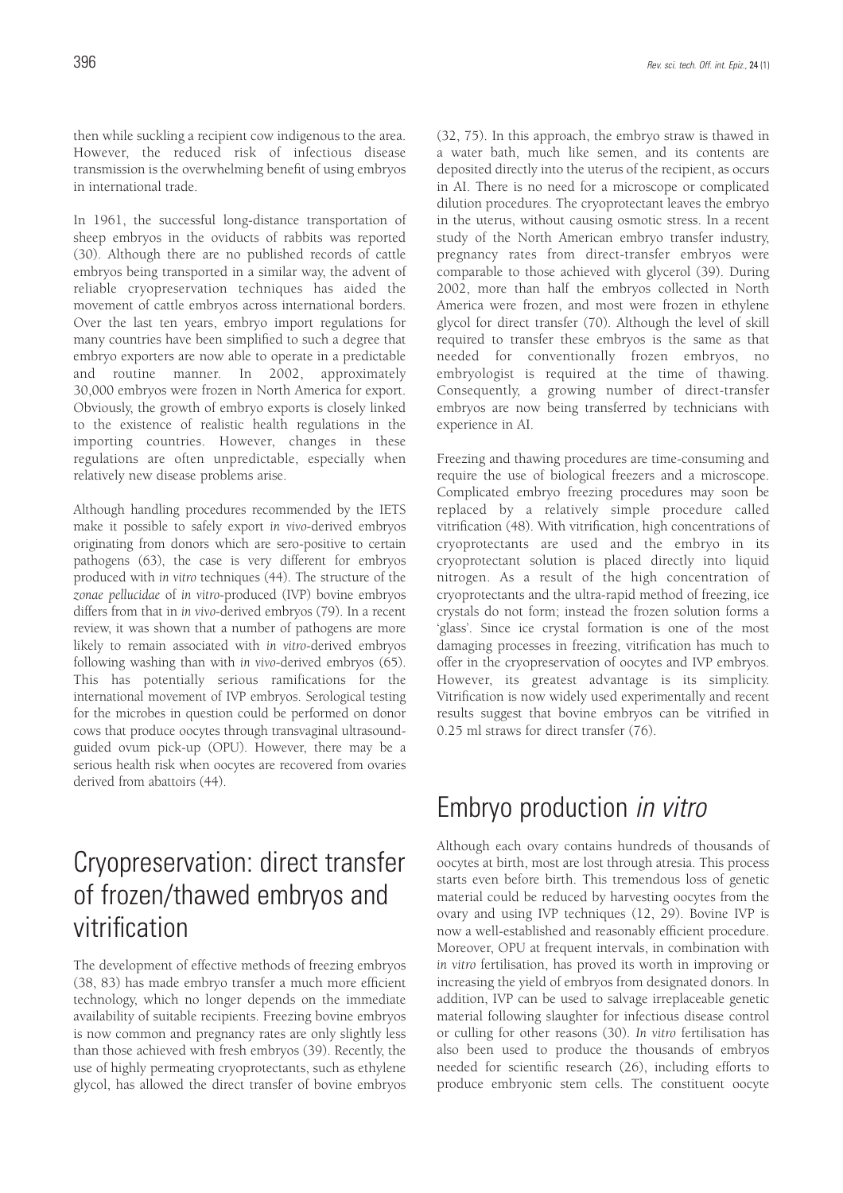then while suckling a recipient cow indigenous to the area. However, the reduced risk of infectious disease transmission is the overwhelming benefit of using embryos in international trade.

In 1961, the successful long-distance transportation of sheep embryos in the oviducts of rabbits was reported (30). Although there are no published records of cattle embryos being transported in a similar way, the advent of reliable cryopreservation techniques has aided the movement of cattle embryos across international borders. Over the last ten years, embryo import regulations for many countries have been simplified to such a degree that embryo exporters are now able to operate in a predictable and routine manner. In 2002, approximately 30,000 embryos were frozen in North America for export. Obviously, the growth of embryo exports is closely linked to the existence of realistic health regulations in the importing countries. However, changes in these regulations are often unpredictable, especially when relatively new disease problems arise.

Although handling procedures recommended by the IETS make it possible to safely export *in vivo*-derived embryos originating from donors which are sero-positive to certain pathogens (63), the case is very different for embryos produced with *in vitro* techniques (44). The structure of the *zonae pellucidae* of *in vitro*-produced (IVP) bovine embryos differs from that in *in vivo*-derived embryos (79). In a recent review, it was shown that a number of pathogens are more likely to remain associated with *in vitro*-derived embryos following washing than with *in vivo*-derived embryos (65). This has potentially serious ramifications for the international movement of IVP embryos. Serological testing for the microbes in question could be performed on donor cows that produce oocytes through transvaginal ultrasound-guided ovum pick-up (OPU). However, there may be a serious health risk when oocytes are recovered from ovaries derived from abattoirs (44).

# Cryopreservation: direct transfer of frozen/thawed embryos and vitrification

The development of effective methods of freezing embryos (38, 83) has made embryo transfer a much more efficient technology, which no longer depends on the immediate availability of suitable recipients. Freezing bovine embryos is now common and pregnancy rates are only slightly less than those achieved with fresh embryos (39). Recently, the use of highly permeating cryoprotectants, such as ethylene glycol, has allowed the direct transfer of bovine embryos (32, 75). In this approach, the embryo straw is thawed in a water bath, much like semen, and its contents are deposited directly into the uterus of the recipient, as occurs in AI. There is no need for a microscope or complicated dilution procedures. The cryoprotectant leaves the embryo in the uterus, without causing osmotic stress. In a recent study of the North American embryo transfer industry, pregnancy rates from direct-transfer embryos were comparable to those achieved with glycerol (39). During 2002, more than half the embryos collected in North America were frozen, and most were frozen in ethylene glycol for direct transfer (70). Although the level of skill required to transfer these embryos is the same as that needed for conventionally frozen embryos, no embryologist is required at the time of thawing. Consequently, a growing number of direct-transfer embryos are now being transferred by technicians with experience in AI.

Freezing and thawing procedures are time-consuming and require the use of biological freezers and a microscope. Complicated embryo freezing procedures may soon be replaced by a relatively simple procedure called vitrification (48). With vitrification, high concentrations of cryoprotectants are used and the embryo in its cryoprotectant solution is placed directly into liquid nitrogen. As a result of the high concentration of cryoprotectants and the ultra-rapid method of freezing, ice crystals do not form; instead the frozen solution forms a 'glass'. Since ice crystal formation is one of the most damaging processes in freezing, vitrification has much to offer in the cryopreservation of oocytes and IVP embryos. However, its greatest advantage is its simplicity. Vitrification is now widely used experimentally and recent results suggest that bovine embryos can be vitrified in 0.25 ml straws for direct transfer (76).

# Embryo production *in vitro*

Although each ovary contains hundreds of thousands of oocytes at birth, most are lost through atresia. This process starts even before birth. This tremendous loss of genetic material could be reduced by harvesting oocytes from the ovary and using IVP techniques (12, 29). Bovine IVP is now a well-established and reasonably efficient procedure. Moreover, OPU at frequent intervals, in combination with *in vitro* fertilisation, has proved its worth in improving or increasing the yield of embryos from designated donors. In addition, IVP can be used to salvage irreplaceable genetic material following slaughter for infectious disease control or culling for other reasons (30). *In vitro* fertilisation has also been used to produce the thousands of embryos needed for scientific research (26), including efforts to produce embryonic stem cells. The constituent oocyte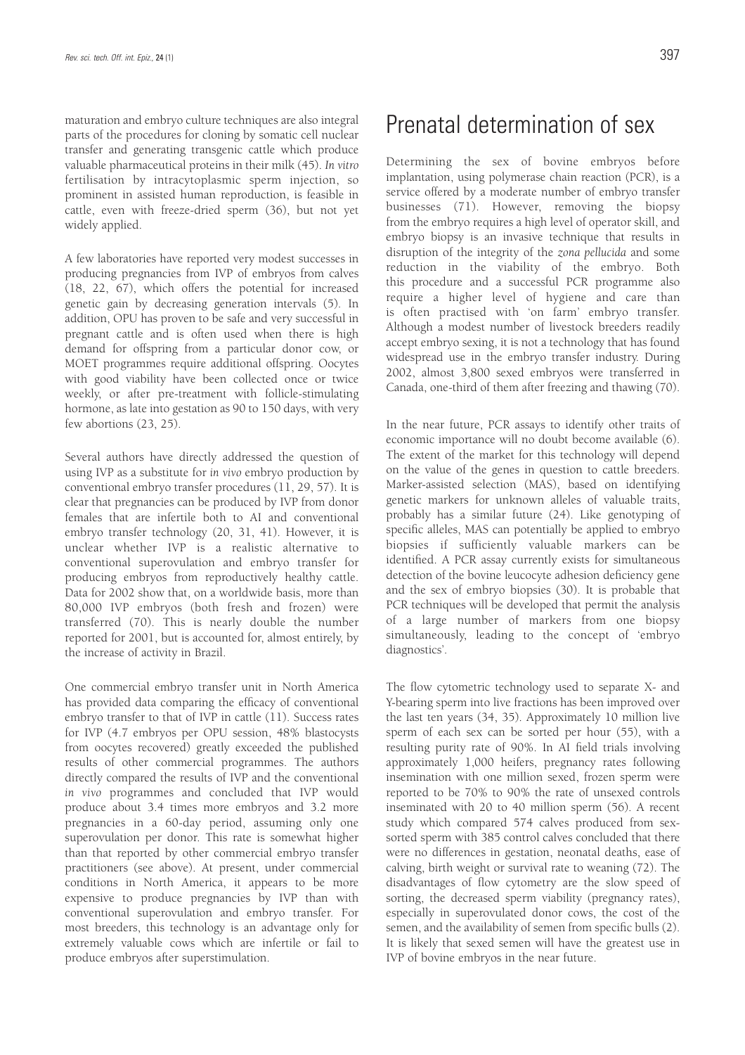maturation and embryo culture techniques are also integral parts of the procedures for cloning by somatic cell nuclear transfer and generating transgenic cattle which produce valuable pharmaceutical proteins in their milk (45). *In vitro* fertilisation by intracytoplasmic sperm injection, so prominent in assisted human reproduction, is feasible in cattle, even with freeze-dried sperm (36), but not yet widely applied.

A few laboratories have reported very modest successes in producing pregnancies from IVP of embryos from calves (18, 22, 67), which offers the potential for increased genetic gain by decreasing generation intervals (5). In addition, OPU has proven to be safe and very successful in pregnant cattle and is often used when there is high demand for offspring from a particular donor cow, or MOET programmes require additional offspring. Oocytes with good viability have been collected once or twice weekly, or after pre-treatment with follicle-stimulating hormone, as late into gestation as 90 to 150 days, with very few abortions (23, 25).

Several authors have directly addressed the question of using IVP as a substitute for *in vivo* embryo production by conventional embryo transfer procedures (11, 29, 57). It is clear that pregnancies can be produced by IVP from donor females that are infertile both to AI and conventional embryo transfer technology (20, 31, 41). However, it is unclear whether IVP is a realistic alternative to conventional superovulation and embryo transfer for producing embryos from reproductively healthy cattle. Data for 2002 show that, on a worldwide basis, more than 80,000 IVP embryos (both fresh and frozen) were transferred (70). This is nearly double the number reported for 2001, but is accounted for, almost entirely, by the increase of activity in Brazil.

One commercial embryo transfer unit in North America has provided data comparing the efficacy of conventional embryo transfer to that of IVP in cattle (11). Success rates for IVP (4.7 embryos per OPU session, 48% blastocysts from oocytes recovered) greatly exceeded the published results of other commercial programmes. The authors directly compared the results of IVP and the conventional *in vivo* programmes and concluded that IVP would produce about 3.4 times more embryos and 3.2 more pregnancies in a 60-day period, assuming only one superovulation per donor. This rate is somewhat higher than that reported by other commercial embryo transfer practitioners (see above). At present, under commercial conditions in North America, it appears to be more expensive to produce pregnancies by IVP than with conventional superovulation and embryo transfer. For most breeders, this technology is an advantage only for extremely valuable cows which are infertile or fail to produce embryos after superstimulation.

# Prenatal determination of sex

Determining the sex of bovine embryos before implantation, using polymerase chain reaction (PCR), is a service offered by a moderate number of embryo transfer businesses (71). However, removing the biopsy from the embryo requires a high level of operator skill, and embryo biopsy is an invasive technique that results in disruption of the integrity of the *zona pellucida* and some reduction in the viability of the embryo. Both this procedure and a successful PCR programme also require a higher level of hygiene and care than is often practised with 'on farm' embryo transfer. Although a modest number of livestock breeders readily accept embryo sexing, it is not a technology that has found widespread use in the embryo transfer industry. During 2002, almost 3,800 sexed embryos were transferred in Canada, one-third of them after freezing and thawing (70).

In the near future, PCR assays to identify other traits of economic importance will no doubt become available (6). The extent of the market for this technology will depend on the value of the genes in question to cattle breeders. Marker-assisted selection (MAS), based on identifying genetic markers for unknown alleles of valuable traits, probably has a similar future (24). Like genotyping of specific alleles, MAS can potentially be applied to embryo biopsies if sufficiently valuable markers can be identified. A PCR assay currently exists for simultaneous detection of the bovine leucocyte adhesion deficiency gene and the sex of embryo biopsies (30). It is probable that PCR techniques will be developed that permit the analysis of a large number of markers from one biopsy simultaneously, leading to the concept of 'embryo diagnostics'.

The flow cytometric technology used to separate X- and Y-bearing sperm into live fractions has been improved over the last ten years (34, 35). Approximately 10 million live sperm of each sex can be sorted per hour (55), with a resulting purity rate of 90%. In AI field trials involving approximately 1,000 heifers, pregnancy rates following insemination with one million sexed, frozen sperm were reported to be 70% to 90% the rate of unsexed controls inseminated with 20 to 40 million sperm (56). A recent study which compared 574 calves produced from sex-sorted sperm with 385 control calves concluded that there were no differences in gestation, neonatal deaths, ease of calving, birth weight or survival rate to weaning (72). The disadvantages of flow cytometry are the slow speed of sorting, the decreased sperm viability (pregnancy rates), especially in superovulated donor cows, the cost of the semen, and the availability of semen from specific bulls (2). It is likely that sexed semen will have the greatest use in IVP of bovine embryos in the near future.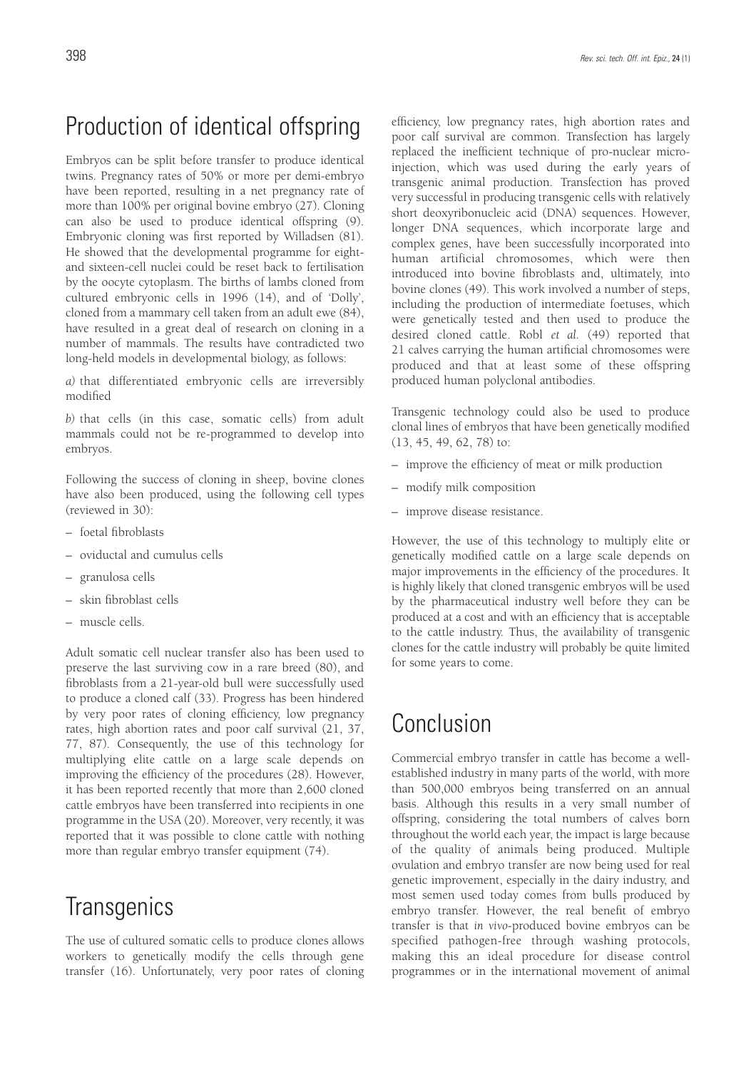## Production of identical offspring

Embryos can be split before transfer to produce identical twins. Pregnancy rates of 50% or more per demi-embryo have been reported, resulting in a net pregnancy rate of more than 100% per original bovine embryo (27). Cloning can also be used to produce identical offspring (9). Embryonic cloning was first reported by Willadsen (81). He showed that the developmental programme for eight- and sixteen-cell nuclei could be reset back to fertilisation by the oocyte cytoplasm. The births of lambs cloned from cultured embryonic cells in 1996 (14), and of 'Dolly', cloned from a mammary cell taken from an adult ewe (84), have resulted in a great deal of research on cloning in a number of mammals. The results have contradicted two long-held models in developmental biology, as follows:

*a)* that differentiated embryonic cells are irreversibly modified

*b)* that cells (in this case, somatic cells) from adult mammals could not be re-programmed to develop into embryos.

Following the success of cloning in sheep, bovine clones have also been produced, using the following cell types (reviewed in 30):

– foetal fibroblasts

– oviductal and cumulus cells

– granulosa cells

– skin fibroblast cells

– muscle cells.

Adult somatic cell nuclear transfer also has been used to preserve the last surviving cow in a rare breed (80), and fibroblasts from a 21-year-old bull were successfully used to produce a cloned calf (33). Progress has been hindered by very poor rates of cloning efficiency, low pregnancy rates, high abortion rates and poor calf survival (21, 37, 77, 87). Consequently, the use of this technology for multiplying elite cattle on a large scale depends on improving the efficiency of the procedures (28). However, it has been reported recently that more than 2,600 cloned cattle embryos have been transferred into recipients in one programme in the USA (20). Moreover, very recently, it was reported that it was possible to clone cattle with nothing more than regular embryo transfer equipment (74).

## Transgenics

The use of cultured somatic cells to produce clones allows workers to genetically modify the cells through gene transfer (16). Unfortunately, very poor rates of cloning efficiency, low pregnancy rates, high abortion rates and poor calf survival are common. Transfection has largely replaced the inefficient technique of pro-nuclear micro-injection, which was used during the early years of transgenic animal production. Transfection has proved very successful in producing transgenic cells with relatively short deoxyribonucleic acid (DNA) sequences. However, longer DNA sequences, which incorporate large and complex genes, have been successfully incorporated into human artificial chromosomes, which were then introduced into bovine fibroblasts and, ultimately, into bovine clones (49). This work involved a number of steps, including the production of intermediate foetuses, which were genetically tested and then used to produce the desired cloned cattle. Robl *et al.* (49) reported that 21 calves carrying the human artificial chromosomes were produced and that at least some of these offspring produced human polyclonal antibodies.

Transgenic technology could also be used to produce clonal lines of embryos that have been genetically modified (13, 45, 49, 62, 78) to:

– improve the efficiency of meat or milk production

– modify milk composition

– improve disease resistance.

However, the use of this technology to multiply elite or genetically modified cattle on a large scale depends on major improvements in the efficiency of the procedures. It is highly likely that cloned transgenic embryos will be used by the pharmaceutical industry well before they can be produced at a cost and with an efficiency that is acceptable to the cattle industry. Thus, the availability of transgenic clones for the cattle industry will probably be quite limited for some years to come.

## Conclusion

Commercial embryo transfer in cattle has become a well-established industry in many parts of the world, with more than 500,000 embryos being transferred on an annual basis. Although this results in a very small number of offspring, considering the total numbers of calves born throughout the world each year, the impact is large because of the quality of animals being produced. Multiple ovulation and embryo transfer are now being used for real genetic improvement, especially in the dairy industry, and most semen used today comes from bulls produced by embryo transfer. However, the real benefit of embryo transfer is that *in vivo*-produced bovine embryos can be specified pathogen-free through washing protocols, making this an ideal procedure for disease control programmes or in the international movement of animal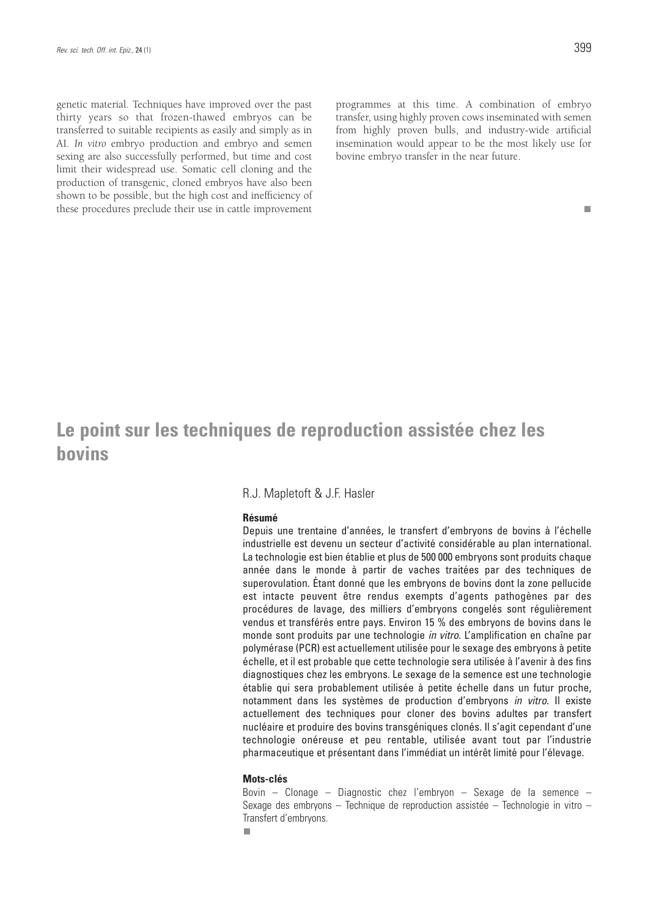genetic material. Techniques have improved over the past thirty years so that frozen-thawed embryos can be transferred to suitable recipients as easily and simply as in AI. *In vitro* embryo production and embryo and semen sexing are also successfully performed, but time and cost limit their widespread use. Somatic cell cloning and the production of transgenic, cloned embryos have also been shown to be possible, but the high cost and inefficiency of these procedures preclude their use in cattle improvement programmes at this time. A combination of embryo transfer, using highly proven cows inseminated with semen from highly proven bulls, and industry-wide artificial insemination would appear to be the most likely use for bovine embryo transfer in the near future.

■

# Le point sur les techniques de reproduction assistée chez les bovins

R.J. Mapletoft & J.F. Hasler

**Résumé**

Depuis une trentaine d'années, le transfert d'embryons de bovins à l'échelle industrielle est devenu un secteur d'activité considérable au plan international. La technologie est bien établie et plus de 500 000 embryons sont produits chaque année dans le monde à partir de vaches traitées par des techniques de superovulation. Étant donné que les embryons de bovins dont la zone pellucide est intacte peuvent être rendus exempts d'agents pathogènes par des procédures de lavage, des milliers d'embryons congelés sont régulièrement vendus et transférés entre pays. Environ 15 % des embryons de bovins dans le monde sont produits par une technologie *in vitro*. L'amplification en chaîne par polymérase (PCR) est actuellement utilisée pour le sexage des embryons à petite échelle, et il est probable que cette technologie sera utilisée à l'avenir à des fins diagnostiques chez les embryons. Le sexage de la semence est une technologie établie qui sera probablement utilisée à petite échelle dans un futur proche, notamment dans les systèmes de production d'embryons *in vitro*. Il existe actuellement des techniques pour cloner des bovins adultes par transfert nucléaire et produire des bovins transgéniques clonés. Il s'agit cependant d'une technologie onéreuse et peu rentable, utilisée avant tout par l'industrie pharmaceutique et présentant dans l'immédiat un intérêt limité pour l'élevage.

**Mots-clés**

Bovin – Clonage – Diagnostic chez l'embryon – Sexage de la semence – Sexage des embryons – Technique de reproduction assistée – Technologie in vitro – Transfert d'embryons.

■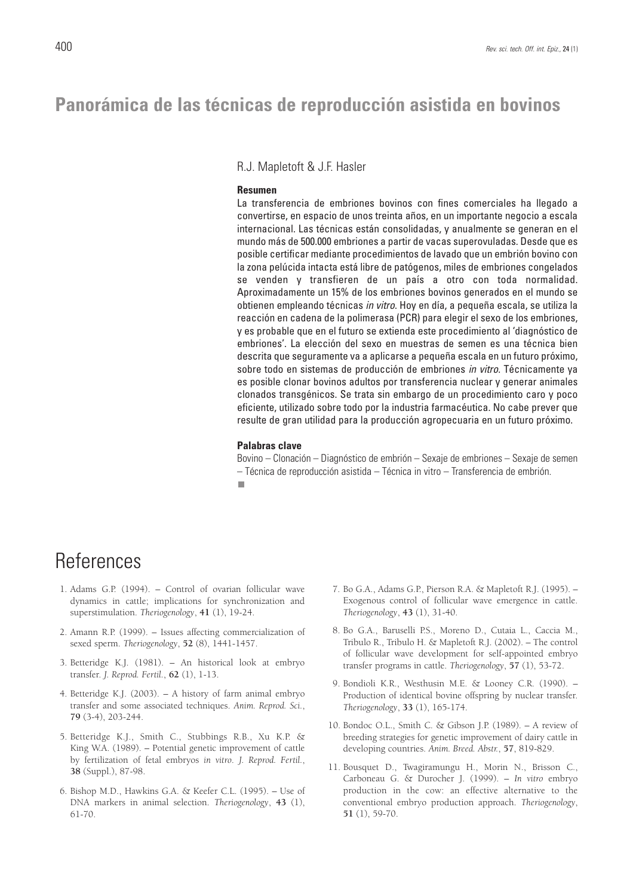# Panorámica de las técnicas de reproducción asistida en bovinos

R.J. Mapletoft & J.F. Hasler

### Resumen

La transferencia de embriones bovinos con fines comerciales ha llegado a convertirse, en espacio de unos treinta años, en un importante negocio a escala internacional. Las técnicas están consolidadas, y anualmente se generan en el mundo más de 500.000 embriones a partir de vacas superovuladas. Desde que es posible certificar mediante procedimientos de lavado que un embrión bovino con la zona pelúcida intacta está libre de patógenos, miles de embriones congelados se venden y transfieren de un país a otro con toda normalidad. Aproximadamente un 15% de los embriones bovinos generados en el mundo se obtienen empleando técnicas *in vitro*. Hoy en día, a pequeña escala, se utiliza la reacción en cadena de la polimerasa (PCR) para elegir el sexo de los embriones, y es probable que en el futuro se extienda este procedimiento al 'diagnóstico de embriones'. La elección del sexo en muestras de semen es una técnica bien descrita que seguramente va a aplicarse a pequeña escala en un futuro próximo, sobre todo en sistemas de producción de embriones *in vitro*. Técnicamente ya es posible clonar bovinos adultos por transferencia nuclear y generar animales clonados transgénicos. Se trata sin embargo de un procedimiento caro y poco eficiente, utilizado sobre todo por la industria farmacéutica. No cabe prever que resulte de gran utilidad para la producción agropecuaria en un futuro próximo.

### Palabras clave

Bovino – Clonación – Diagnóstico de embrión – Sexaje de embriones – Sexaje de semen – Técnica de reproducción asistida – Técnica in vitro – Transferencia de embrión.

# References

1. Adams G.P. (1994). – Control of ovarian follicular wave dynamics in cattle; implications for synchronization and superstimulation. *Theriogenology*, **41** (1), 19-24.

2. Amann R.P. (1999). – Issues affecting commercialization of sexed sperm. *Theriogenology*, **52** (8), 1441-1457.

3. Betteridge K.J. (1981). – An historical look at embryo transfer. *J. Reprod. Fertil.*, **62** (1), 1-13.

4. Betteridge K.J. (2003). – A history of farm animal embryo transfer and some associated techniques. *Anim. Reprod. Sci.*, **79** (3-4), 203-244.

5. Betteridge K.J., Smith C., Stubbings R.B., Xu K.P. & King W.A. (1989). – Potential genetic improvement of cattle by fertilization of fetal embryos *in vitro*. *J. Reprod. Fertil.*, **38** (Suppl.), 87-98.

6. Bishop M.D., Hawkins G.A. & Keefer C.L. (1995). – Use of DNA markers in animal selection. *Theriogenology*, **43** (1), 61-70.

7. Bo G.A., Adams G.P., Pierson R.A. & Mapletoft R.J. (1995). – Exogenous control of follicular wave emergence in cattle. *Theriogenology*, **43** (1), 31-40.

8. Bo G.A., Baruselli P.S., Moreno D., Cutaia L., Caccia M., Tribulo R., Tribulo H. & Mapletoft R.J. (2002). – The control of follicular wave development for self-appointed embryo transfer programs in cattle. *Theriogenology*, **57** (1), 53-72.

9. Bondioli K.R., Westhusin M.E. & Looney C.R. (1990). – Production of identical bovine offspring by nuclear transfer. *Theriogenology*, **33** (1), 165-174.

10. Bondoc O.L., Smith C. & Gibson J.P. (1989). – A review of breeding strategies for genetic improvement of dairy cattle in developing countries. *Anim. Breed. Abstr.*, **57**, 819-829.

11. Bousquet D., Twagiramungu H., Morin N., Brisson C., Carboneau G. & Durocher J. (1999). – *In vitro* embryo production in the cow: an effective alternative to the conventional embryo production approach. *Theriogenology*, **51** (1), 59-70.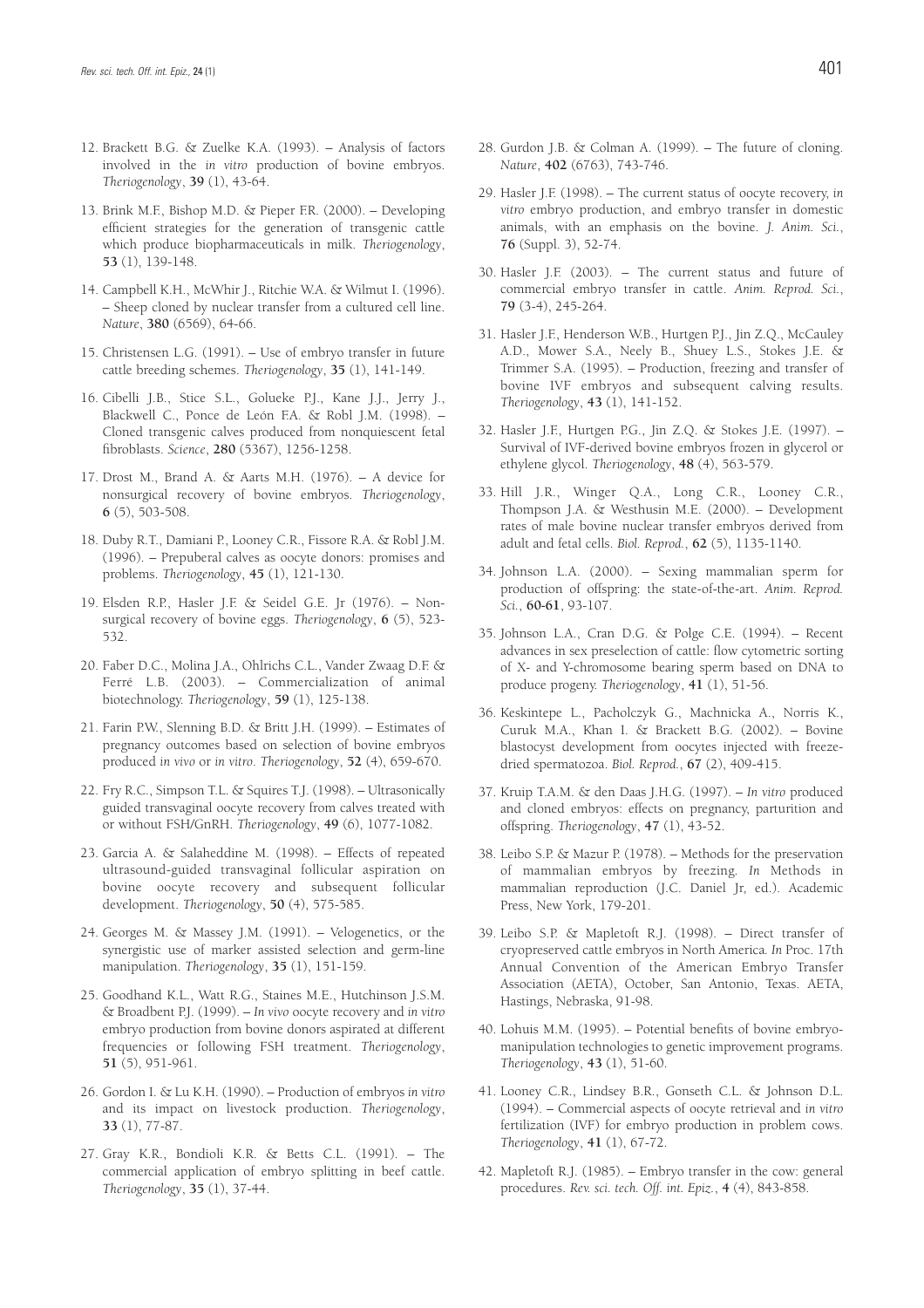12. Brackett B.G. & Zuelke K.A. (1993). – Analysis of factors involved in the *in vitro* production of bovine embryos. *Theriogenology*, **39** (1), 43-64.

13. Brink M.F., Bishop M.D. & Pieper F.R. (2000). – Developing efficient strategies for the generation of transgenic cattle which produce biopharmaceuticals in milk. *Theriogenology*, **53** (1), 139-148.

14. Campbell K.H., McWhir J., Ritchie W.A. & Wilmut I. (1996). – Sheep cloned by nuclear transfer from a cultured cell line. *Nature*, **380** (6569), 64-66.

15. Christensen L.G. (1991). – Use of embryo transfer in future cattle breeding schemes. *Theriogenology*, **35** (1), 141-149.

16. Cibelli J.B., Stice S.L., Golueke P.J., Kane J.J., Jerry J., Blackwell C., Ponce de León F.A. & Robl J.M. (1998). – Cloned transgenic calves produced from nonquiescent fetal fibroblasts. *Science*, **280** (5367), 1256-1258.

17. Drost M., Brand A. & Aarts M.H. (1976). – A device for nonsurgical recovery of bovine embryos. *Theriogenology*, **6** (5), 503-508.

18. Duby R.T., Damiani P., Looney C.R., Fissore R.A. & Robl J.M. (1996). – Prepuberal calves as oocyte donors: promises and problems. *Theriogenology*, **45** (1), 121-130.

19. Elsden R.P., Hasler J.F. & Seidel G.E. Jr (1976). – Non-surgical recovery of bovine eggs. *Theriogenology*, **6** (5), 523-532.

20. Faber D.C., Molina J.A., Ohlrichs C.L., Vander Zwaag D.F. & Ferré L.B. (2003). – Commercialization of animal biotechnology. *Theriogenology*, **59** (1), 125-138.

21. Farin P.W., Slenning B.D. & Britt J.H. (1999). – Estimates of pregnancy outcomes based on selection of bovine embryos produced *in vivo* or *in vitro*. *Theriogenology*, **52** (4), 659-670.

22. Fry R.C., Simpson T.L. & Squires T.J. (1998). – Ultrasonically guided transvaginal oocyte recovery from calves treated with or without FSH/GnRH. *Theriogenology*, **49** (6), 1077-1082.

23. Garcia A. & Salaheddine M. (1998). – Effects of repeated ultrasound-guided transvaginal follicular aspiration on bovine oocyte recovery and subsequent follicular development. *Theriogenology*, **50** (4), 575-585.

24. Georges M. & Massey J.M. (1991). – Velogenetics, or the synergistic use of marker assisted selection and germ-line manipulation. *Theriogenology*, **35** (1), 151-159.

25. Goodhand K.L., Watt R.G., Staines M.E., Hutchinson J.S.M. & Broadbent P.J. (1999). – *In vivo* oocyte recovery and *in vitro* embryo production from bovine donors aspirated at different frequencies or following FSH treatment. *Theriogenology*, **51** (5), 951-961.

26. Gordon I. & Lu K.H. (1990). – Production of embryos *in vitro* and its impact on livestock production. *Theriogenology*, **33** (1), 77-87.

27. Gray K.R., Bondioli K.R. & Betts C.L. (1991). – The commercial application of embryo splitting in beef cattle. *Theriogenology*, **35** (1), 37-44.

28. Gurdon J.B. & Colman A. (1999). – The future of cloning. *Nature*, **402** (6763), 743-746.

29. Hasler J.F. (1998). – The current status of oocyte recovery, *in vitro* embryo production, and embryo transfer in domestic animals, with an emphasis on the bovine. *J. Anim. Sci.*, **76** (Suppl. 3), 52-74.

30. Hasler J.F. (2003). – The current status and future of commercial embryo transfer in cattle. *Anim. Reprod. Sci.*, **79** (3-4), 245-264.

31. Hasler J.F., Henderson W.B., Hurtgen P.J., Jin Z.Q., McCauley A.D., Mower S.A., Neely B., Shuey L.S., Stokes J.E. & Trimmer S.A. (1995). – Production, freezing and transfer of bovine IVF embryos and subsequent calving results. *Theriogenology*, **43** (1), 141-152.

32. Hasler J.F., Hurtgen P.G., Jin Z.Q. & Stokes J.E. (1997). – Survival of IVF-derived bovine embryos frozen in glycerol or ethylene glycol. *Theriogenology*, **48** (4), 563-579.

33. Hill J.R., Winger Q.A., Long C.R., Looney C.R., Thompson J.A. & Westhusin M.E. (2000). – Development rates of male bovine nuclear transfer embryos derived from adult and fetal cells. *Biol. Reprod.*, **62** (5), 1135-1140.

34. Johnson L.A. (2000). – Sexing mammalian sperm for production of offspring: the state-of-the-art. *Anim. Reprod. Sci.*, **60-61**, 93-107.

35. Johnson L.A., Cran D.G. & Polge C.E. (1994). – Recent advances in sex preselection of cattle: flow cytometric sorting of X- and Y-chromosome bearing sperm based on DNA to produce progeny. *Theriogenology*, **41** (1), 51-56.

36. Keskintepe L., Pacholczyk G., Machnicka A., Norris K., Curuk M.A., Khan I. & Brackett B.G. (2002). – Bovine blastocyst development from oocytes injected with freeze-dried spermatozoa. *Biol. Reprod.*, **67** (2), 409-415.

37. Kruip T.A.M. & den Daas J.H.G. (1997). – *In vitro* produced and cloned embryos: effects on pregnancy, parturition and offspring. *Theriogenology*, **47** (1), 43-52.

38. Leibo S.P. & Mazur P. (1978). – Methods for the preservation of mammalian embryos by freezing. *In* Methods in mammalian reproduction (J.C. Daniel Jr, ed.). Academic Press, New York, 179-201.

39. Leibo S.P. & Mapletoft R.J. (1998). – Direct transfer of cryopreserved cattle embryos in North America. *In* Proc. 17th Annual Convention of the American Embryo Transfer Association (AETA), October, San Antonio, Texas. AETA, Hastings, Nebraska, 91-98.

40. Lohuis M.M. (1995). – Potential benefits of bovine embryo-manipulation technologies to genetic improvement programs. *Theriogenology*, **43** (1), 51-60.

41. Looney C.R., Lindsey B.R., Gonseth C.L. & Johnson D.L. (1994). – Commercial aspects of oocyte retrieval and *in vitro* fertilization (IVF) for embryo production in problem cows. *Theriogenology*, **41** (1), 67-72.

42. Mapletoft R.J. (1985). – Embryo transfer in the cow: general procedures. *Rev. sci. tech. Off. int. Epiz.*, **4** (4), 843-858.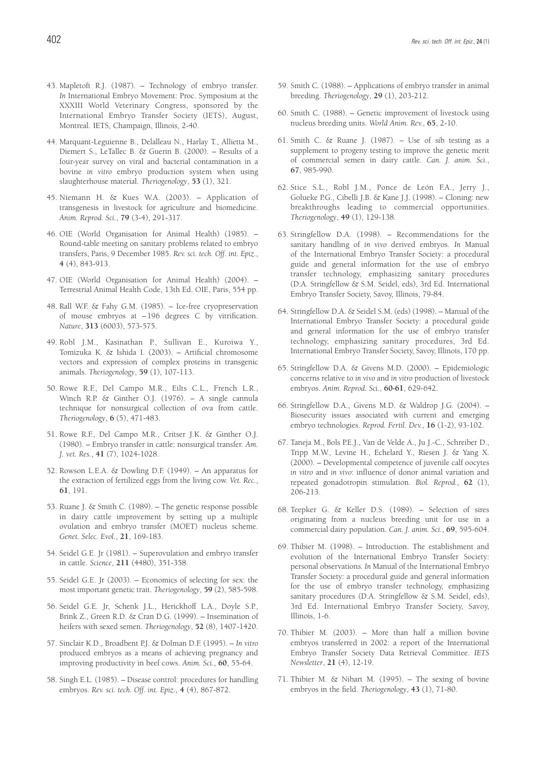43. Mapletoft R.J. (1987). – Technology of embryo transfer. *In* International Embryo Movement: Proc. Symposium at the XXXIII World Veterinary Congress, sponsored by the International Embryo Transfer Society (IETS), August, Montreal. IETS, Champaign, Illinois, 2-40.

44. Marquant-Leguienne B., Delalleau N., Harlay T., Allietta M., Diemert S., LeTallec B. & Guerin B. (2000). – Results of a four-year survey on viral and bacterial contamination in a bovine *in vitro* embryo production system when using slaughterhouse material. *Theriogenology*, **53** (1), 321.

45. Niemann H. & Kues W.A. (2003). – Application of transgenesis in livestock for agriculture and biomedicine. *Anim. Reprod. Sci.*, **79** (3-4), 291-317.

46. OIE (World Organisation for Animal Health) (1985). – Round-table meeting on sanitary problems related to embryo transfers, Paris, 9 December 1985. *Rev. sci. tech. Off. int. Epiz.*, **4** (4), 843-913.

47. OIE (World Organisation for Animal Health) (2004). – Terrestrial Animal Health Code, 13th Ed. OIE, Paris, 554 pp.

48. Rall W.F. & Fahy G.M. (1985). – Ice-free cryopreservation of mouse embryos at –196 degrees C by vitrification. *Nature*, **313** (6003), 573-575.

49. Robl J.M., Kasinathan P., Sullivan E., Kuroiwa Y., Tomizuka K. & Ishida I. (2003). – Artificial chromosome vectors and expression of complex proteins in transgenic animals. *Theriogenology*, **59** (1), 107-113.

50. Rowe R.F., Del Campo M.R., Eilts C.L., French L.R., Winch R.P. & Ginther O.J. (1976). – A single cannula technique for nonsurgical collection of ova from cattle. *Theriogenology*, **6** (5), 471-483.

51. Rowe R.F., Del Campo M.R., Critser J.K. & Ginther O.J. (1980). – Embryo transfer in cattle: nonsurgical transfer. *Am. J. vet. Res.*, **41** (7), 1024-1028.

52. Rowson L.E.A. & Dowling D.F. (1949). – An apparatus for the extraction of fertilized eggs from the living cow. *Vet. Rec.*, **61**, 191.

53. Ruane J. & Smith C. (1989). – The genetic response possible in dairy cattle improvement by setting up a multiple ovulation and embryo transfer (MOET) nucleus scheme. *Genet. Selec. Evol.*, **21**, 169-183.

54. Seidel G.E. Jr (1981). – Superovulation and embryo transfer in cattle. *Science*, **211** (4480), 351-358.

55. Seidel G.E. Jr (2003). – Economics of selecting for sex: the most important genetic trait. *Theriogenology*, **59** (2), 585-598.

56. Seidel G.E. Jr, Schenk J.L., Herickhoff L.A., Doyle S.P., Brink Z., Green R.D. & Cran D.G. (1999). – Insemination of heifers with sexed semen. *Theriogenology*, **52** (8), 1407-1420.

57. Sinclair K.D., Broadbent P.J. & Dolman D.F. (1995). – *In vitro* produced embryos as a means of achieving pregnancy and improving productivity in beef cows. *Anim. Sci.*, **60**, 55-64.

58. Singh E.L. (1985). – Disease control: procedures for handling embryos. *Rev. sci. tech. Off. int. Epiz.*, **4** (4), 867-872.

59. Smith C. (1988). – Applications of embryo transfer in animal breeding. *Theriogenology*, **29** (1), 203-212.

60. Smith C. (1988). – Genetic improvement of livestock using nucleus breeding units. *World Anim. Rev.*, **65**, 2-10.

61. Smith C. & Ruane J. (1987). – Use of sib testing as a supplement to progeny testing to improve the genetic merit of commercial semen in dairy cattle. *Can. J. anim. Sci.*, **67**, 985-990.

62. Stice S.L., Robl J.M., Ponce de León F.A., Jerry J., Golueke P.G., Cibelli J.B. & Kane J.J. (1998). – Cloning: new breakthroughs leading to commercial opportunities. *Theriogenology*, **49** (1), 129-138.

63. Stringfellow D.A. (1998). – Recommendations for the sanitary handling of *in vivo* derived embryos. *In* Manual of the International Embryo Transfer Society: a procedural guide and general information for the use of embryo transfer technology, emphasizing sanitary procedures (D.A. Stringfellow & S.M. Seidel, eds), 3rd Ed. International Embryo Transfer Society, Savoy, Illinois, 79-84.

64. Stringfellow D.A. & Seidel S.M. (eds) (1998). – Manual of the International Embryo Transfer Society: a procedural guide and general information for the use of embryo transfer technology, emphasizing sanitary procedures, 3rd Ed. International Embryo Transfer Society, Savoy, Illinois, 170 pp.

65. Stringfellow D.A. & Givens M.D. (2000). – Epidemiologic concerns relative to *in vivo* and *in vitro* production of livestock embryos. *Anim. Reprod. Sci.*, **60-61**, 629-642.

66. Stringfellow D.A., Givens M.D. & Waldrop J.G. (2004). – Biosecurity issues associated with current and emerging embryo technologies. *Reprod. Fertil. Dev.*, **16** (1-2), 93-102.

67. Taneja M., Bols P.E.J., Van de Velde A., Ju J.-C., Schreiber D., Tripp M.W., Levine H., Echelard Y., Riesen J. & Yang X. (2000). – Developmental competence of juvenile calf oocytes *in vitro* and *in vivo*: influence of donor animal variation and repeated gonadotropin stimulation. *Biol. Reprod.*, **62** (1), 206-213.

68. Teepker G. & Keller D.S. (1989). – Selection of sires originating from a nucleus breeding unit for use in a commercial dairy population. *Can. J. anim. Sci.*, **69**, 595-604.

69. Thibier M. (1998). – Introduction. The establishment and evolution of the International Embryo Transfer Society: personal observations. *In* Manual of the International Embryo Transfer Society: a procedural guide and general information for the use of embryo transfer technology, emphasizing sanitary procedures (D.A. Stringfellow & S.M. Seidel, eds), 3rd Ed. International Embryo Transfer Society, Savoy, Illinois, 1-6.

70. Thibier M. (2003). – More than half a million bovine embryos transferred in 2002: a report of the International Embryo Transfer Society Data Retrieval Committee. *IETS Newsletter*, **21** (4), 12-19.

71. Thibier M. & Nibart M. (1995). – The sexing of bovine embryos in the field. *Theriogenology*, **43** (1), 71-80.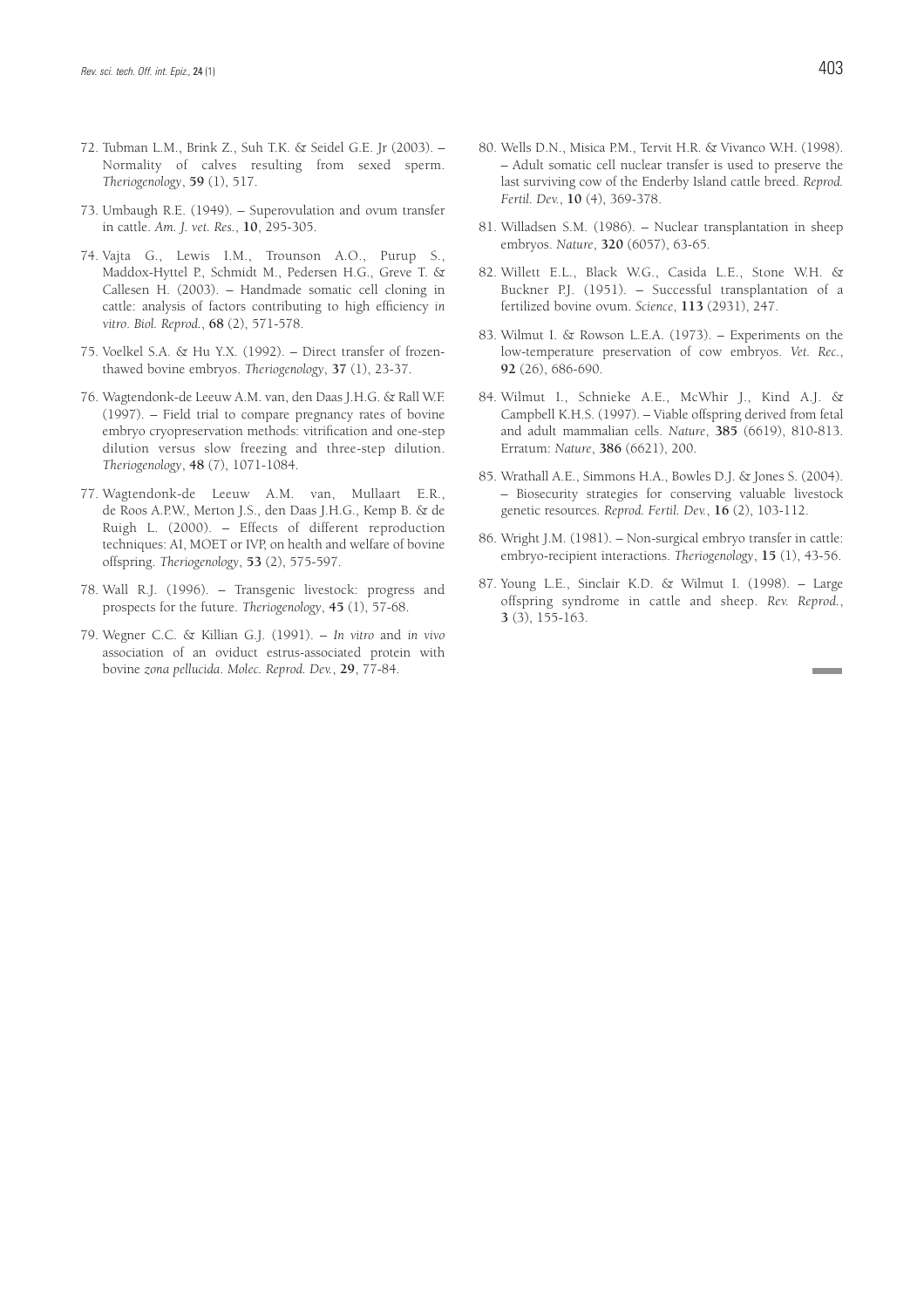72. Tubman L.M., Brink Z., Suh T.K. & Seidel G.E. Jr (2003). – Normality of calves resulting from sexed sperm. *Theriogenology*, **59** (1), 517.

73. Umbaugh R.E. (1949). – Superovulation and ovum transfer in cattle. *Am. J. vet. Res.*, **10**, 295-305.

74. Vajta G., Lewis I.M., Trounson A.O., Purup S., Maddox-Hyttel P., Schmidt M., Pedersen H.G., Greve T. & Callesen H. (2003). – Handmade somatic cell cloning in cattle: analysis of factors contributing to high efficiency *in vitro*. *Biol. Reprod.*, **68** (2), 571-578.

75. Voelkel S.A. & Hu Y.X. (1992). – Direct transfer of frozen-thawed bovine embryos. *Theriogenology*, **37** (1), 23-37.

76. Wagtendonk-de Leeuw A.M. van, den Daas J.H.G. & Rall W.F. (1997). – Field trial to compare pregnancy rates of bovine embryo cryopreservation methods: vitrification and one-step dilution versus slow freezing and three-step dilution. *Theriogenology*, **48** (7), 1071-1084.

77. Wagtendonk-de Leeuw A.M. van, Mullaart E.R., de Roos A.P.W., Merton J.S., den Daas J.H.G., Kemp B. & de Ruigh L. (2000). – Effects of different reproduction techniques: AI, MOET or IVP, on health and welfare of bovine offspring. *Theriogenology*, **53** (2), 575-597.

78. Wall R.J. (1996). – Transgenic livestock: progress and prospects for the future. *Theriogenology*, **45** (1), 57-68.

79. Wegner C.C. & Killian G.J. (1991). – *In vitro* and *in vivo* association of an oviduct estrus-associated protein with bovine *zona pellucida*. *Molec. Reprod. Dev.*, **29**, 77-84.

80. Wells D.N., Misica P.M., Tervit H.R. & Vivanco W.H. (1998). – Adult somatic cell nuclear transfer is used to preserve the last surviving cow of the Enderby Island cattle breed. *Reprod. Fertil. Dev.*, **10** (4), 369-378.

81. Willadsen S.M. (1986). – Nuclear transplantation in sheep embryos. *Nature*, **320** (6057), 63-65.

82. Willett E.L., Black W.G., Casida L.E., Stone W.H. & Buckner P.J. (1951). – Successful transplantation of a fertilized bovine ovum. *Science*, **113** (2931), 247.

83. Wilmut I. & Rowson L.E.A. (1973). – Experiments on the low-temperature preservation of cow embryos. *Vet. Rec.*, **92** (26), 686-690.

84. Wilmut I., Schnieke A.E., McWhir J., Kind A.J. & Campbell K.H.S. (1997). – Viable offspring derived from fetal and adult mammalian cells. *Nature*, **385** (6619), 810-813. Erratum: *Nature*, **386** (6621), 200.

85. Wrathall A.E., Simmons H.A., Bowles D.J. & Jones S. (2004). – Biosecurity strategies for conserving valuable livestock genetic resources. *Reprod. Fertil. Dev.*, **16** (2), 103-112.

86. Wright J.M. (1981). – Non-surgical embryo transfer in cattle: embryo-recipient interactions. *Theriogenology*, **15** (1), 43-56.

87. Young L.E., Sinclair K.D. & Wilmut I. (1998). – Large offspring syndrome in cattle and sheep. *Rev. Reprod.*, **3** (3), 155-163.